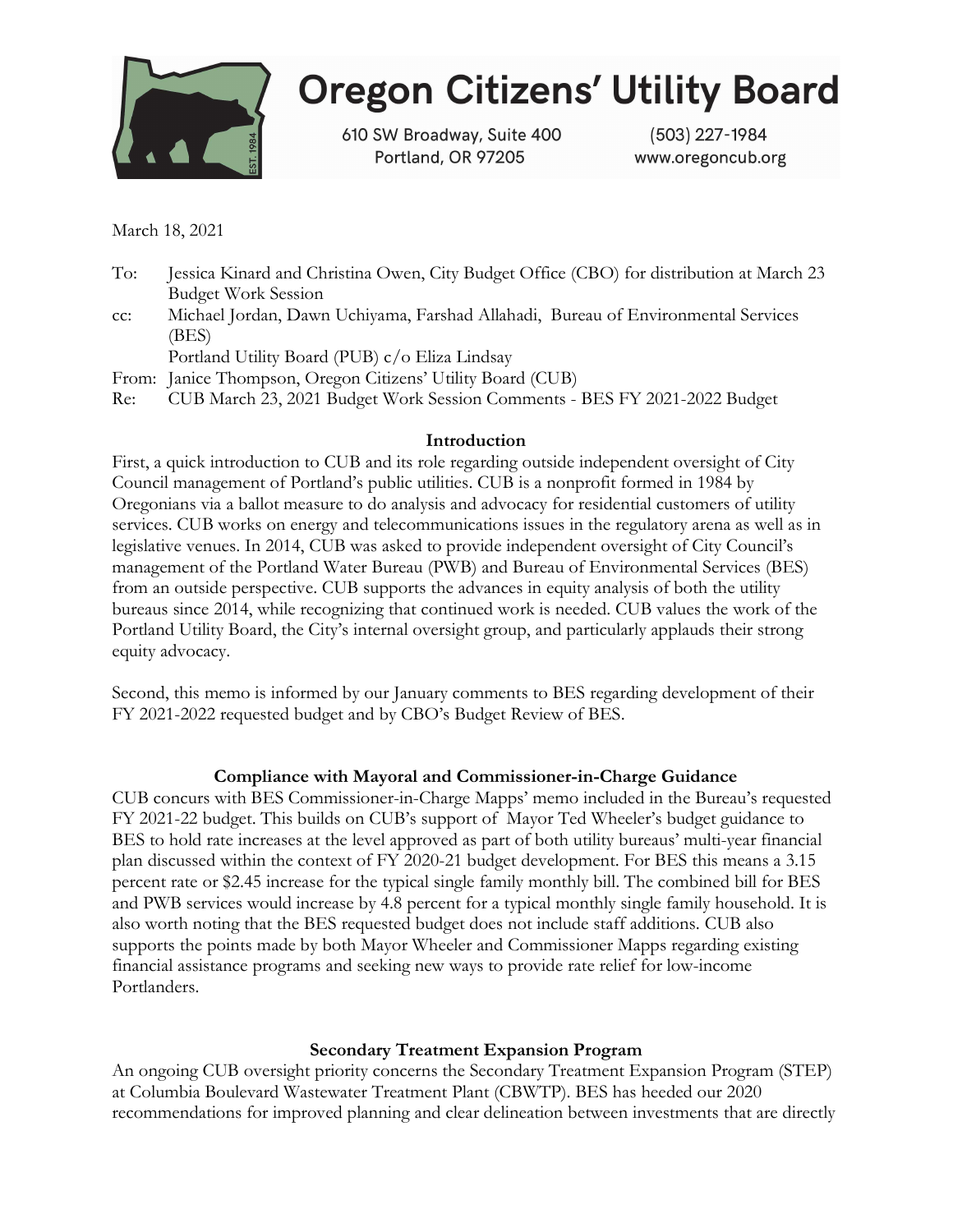# Oregon Citizens' Utility Board

610 SW Broadway, Suite 400
Portland, OR 97205

(503) 227-1984
www.oregoncub.org

March 18, 2021

To: Jessica Kinard and Christina Owen, City Budget Office (CBO) for distribution at March 23 Budget Work Session

cc: Michael Jordan, Dawn Uchiyama, Farshad Allahadi, Bureau of Environmental Services (BES)
Portland Utility Board (PUB) c/o Eliza Lindsay

From: Janice Thompson, Oregon Citizens' Utility Board (CUB)

Re: CUB March 23, 2021 Budget Work Session Comments - BES FY 2021-2022 Budget

**Introduction**

First, a quick introduction to CUB and its role regarding outside independent oversight of City Council management of Portland's public utilities. CUB is a nonprofit formed in 1984 by Oregonians via a ballot measure to do analysis and advocacy for residential customers of utility services. CUB works on energy and telecommunications issues in the regulatory arena as well as in legislative venues. In 2014, CUB was asked to provide independent oversight of City Council's management of the Portland Water Bureau (PWB) and Bureau of Environmental Services (BES) from an outside perspective. CUB supports the advances in equity analysis of both the utility bureaus since 2014, while recognizing that continued work is needed. CUB values the work of the Portland Utility Board, the City's internal oversight group, and particularly applauds their strong equity advocacy.

Second, this memo is informed by our January comments to BES regarding development of their FY 2021-2022 requested budget and by CBO's Budget Review of BES.

**Compliance with Mayoral and Commissioner-in-Charge Guidance**

CUB concurs with BES Commissioner-in-Charge Mapps' memo included in the Bureau's requested FY 2021-22 budget. This builds on CUB's support of Mayor Ted Wheeler's budget guidance to BES to hold rate increases at the level approved as part of both utility bureaus' multi-year financial plan discussed within the context of FY 2020-21 budget development. For BES this means a 3.15 percent rate or $2.45 increase for the typical single family monthly bill. The combined bill for BES and PWB services would increase by 4.8 percent for a typical monthly single family household. It is also worth noting that the BES requested budget does not include staff additions. CUB also supports the points made by both Mayor Wheeler and Commissioner Mapps regarding existing financial assistance programs and seeking new ways to provide rate relief for low-income Portlanders.

**Secondary Treatment Expansion Program**

An ongoing CUB oversight priority concerns the Secondary Treatment Expansion Program (STEP) at Columbia Boulevard Wastewater Treatment Plant (CBWTP). BES has heeded our 2020 recommendations for improved planning and clear delineation between investments that are directly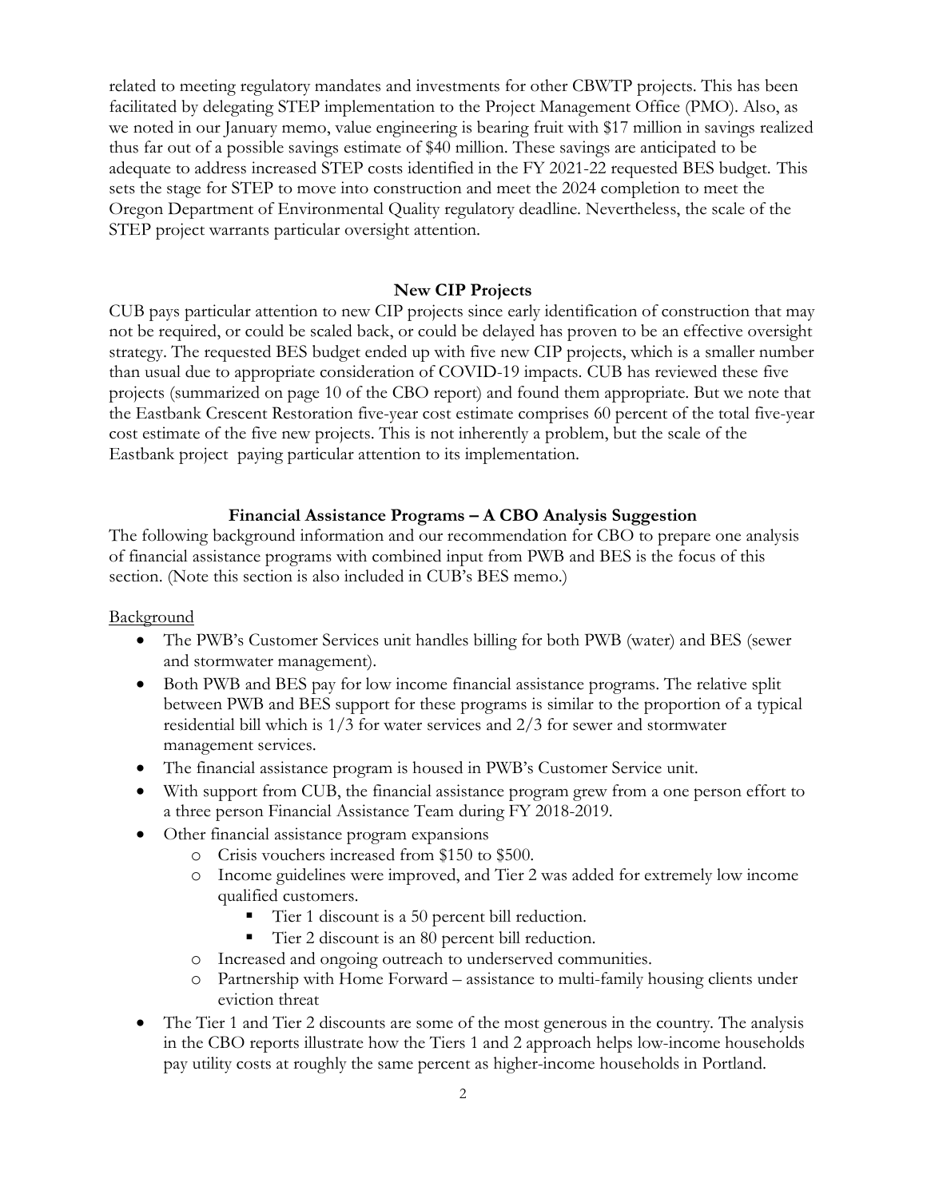related to meeting regulatory mandates and investments for other CBWTP projects. This has been facilitated by delegating STEP implementation to the Project Management Office (PMO). Also, as we noted in our January memo, value engineering is bearing fruit with $17 million in savings realized thus far out of a possible savings estimate of $40 million. These savings are anticipated to be adequate to address increased STEP costs identified in the FY 2021-22 requested BES budget. This sets the stage for STEP to move into construction and meet the 2024 completion to meet the Oregon Department of Environmental Quality regulatory deadline. Nevertheless, the scale of the STEP project warrants particular oversight attention.

**New CIP Projects**

CUB pays particular attention to new CIP projects since early identification of construction that may not be required, or could be scaled back, or could be delayed has proven to be an effective oversight strategy. The requested BES budget ended up with five new CIP projects, which is a smaller number than usual due to appropriate consideration of COVID-19 impacts. CUB has reviewed these five projects (summarized on page 10 of the CBO report) and found them appropriate. But we note that the Eastbank Crescent Restoration five-year cost estimate comprises 60 percent of the total five-year cost estimate of the five new projects. This is not inherently a problem, but the scale of the Eastbank project  paying particular attention to its implementation.

**Financial Assistance Programs – A CBO Analysis Suggestion**

The following background information and our recommendation for CBO to prepare one analysis of financial assistance programs with combined input from PWB and BES is the focus of this section. (Note this section is also included in CUB's BES memo.)

Background

- The PWB's Customer Services unit handles billing for both PWB (water) and BES (sewer and stormwater management).
- Both PWB and BES pay for low income financial assistance programs. The relative split between PWB and BES support for these programs is similar to the proportion of a typical residential bill which is 1/3 for water services and 2/3 for sewer and stormwater management services.
- The financial assistance program is housed in PWB's Customer Service unit.
- With support from CUB, the financial assistance program grew from a one person effort to a three person Financial Assistance Team during FY 2018-2019.
- Other financial assistance program expansions
  - Crisis vouchers increased from $150 to $500.
  - Income guidelines were improved, and Tier 2 was added for extremely low income qualified customers.
    - Tier 1 discount is a 50 percent bill reduction.
    - Tier 2 discount is an 80 percent bill reduction.
  - Increased and ongoing outreach to underserved communities.
  - Partnership with Home Forward – assistance to multi-family housing clients under eviction threat
- The Tier 1 and Tier 2 discounts are some of the most generous in the country. The analysis in the CBO reports illustrate how the Tiers 1 and 2 approach helps low-income households pay utility costs at roughly the same percent as higher-income households in Portland.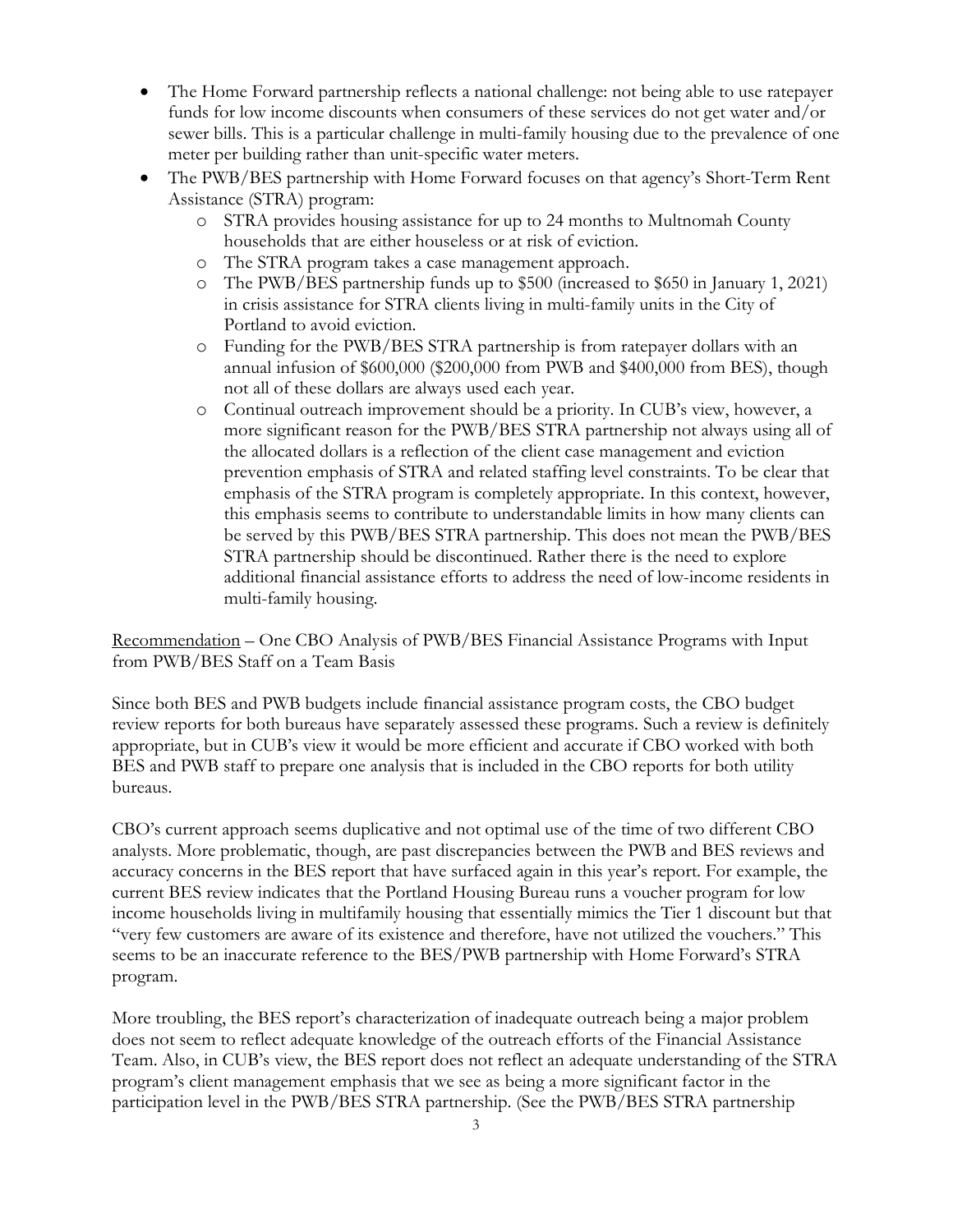- The Home Forward partnership reflects a national challenge: not being able to use ratepayer funds for low income discounts when consumers of these services do not get water and/or sewer bills. This is a particular challenge in multi-family housing due to the prevalence of one meter per building rather than unit-specific water meters.
- The PWB/BES partnership with Home Forward focuses on that agency's Short-Term Rent Assistance (STRA) program:
  - STRA provides housing assistance for up to 24 months to Multnomah County households that are either houseless or at risk of eviction.
  - The STRA program takes a case management approach.
  - The PWB/BES partnership funds up to $500 (increased to $650 in January 1, 2021) in crisis assistance for STRA clients living in multi-family units in the City of Portland to avoid eviction.
  - Funding for the PWB/BES STRA partnership is from ratepayer dollars with an annual infusion of $600,000 ($200,000 from PWB and $400,000 from BES), though not all of these dollars are always used each year.
  - Continual outreach improvement should be a priority. In CUB's view, however, a more significant reason for the PWB/BES STRA partnership not always using all of the allocated dollars is a reflection of the client case management and eviction prevention emphasis of STRA and related staffing level constraints. To be clear that emphasis of the STRA program is completely appropriate. In this context, however, this emphasis seems to contribute to understandable limits in how many clients can be served by this PWB/BES STRA partnership. This does not mean the PWB/BES STRA partnership should be discontinued. Rather there is the need to explore additional financial assistance efforts to address the need of low-income residents in multi-family housing.

<u>Recommendation</u> – One CBO Analysis of PWB/BES Financial Assistance Programs with Input from PWB/BES Staff on a Team Basis

Since both BES and PWB budgets include financial assistance program costs, the CBO budget review reports for both bureaus have separately assessed these programs. Such a review is definitely appropriate, but in CUB's view it would be more efficient and accurate if CBO worked with both BES and PWB staff to prepare one analysis that is included in the CBO reports for both utility bureaus.

CBO's current approach seems duplicative and not optimal use of the time of two different CBO analysts. More problematic, though, are past discrepancies between the PWB and BES reviews and accuracy concerns in the BES report that have surfaced again in this year's report. For example, the current BES review indicates that the Portland Housing Bureau runs a voucher program for low income households living in multifamily housing that essentially mimics the Tier 1 discount but that "very few customers are aware of its existence and therefore, have not utilized the vouchers." This seems to be an inaccurate reference to the BES/PWB partnership with Home Forward's STRA program.

More troubling, the BES report's characterization of inadequate outreach being a major problem does not seem to reflect adequate knowledge of the outreach efforts of the Financial Assistance Team. Also, in CUB's view, the BES report does not reflect an adequate understanding of the STRA program's client management emphasis that we see as being a more significant factor in the participation level in the PWB/BES STRA partnership. (See the PWB/BES STRA partnership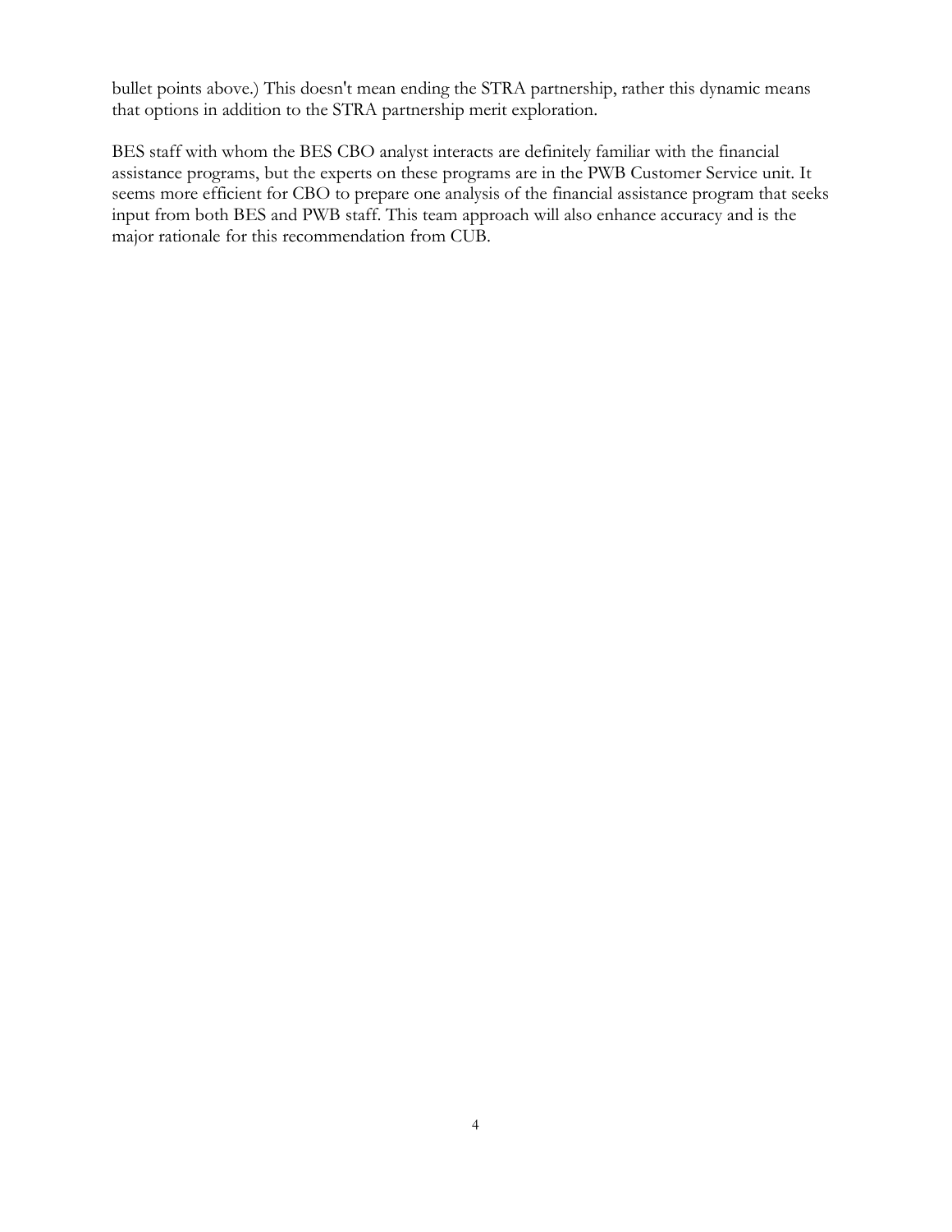bullet points above.) This doesn't mean ending the STRA partnership, rather this dynamic means that options in addition to the STRA partnership merit exploration.

BES staff with whom the BES CBO analyst interacts are definitely familiar with the financial assistance programs, but the experts on these programs are in the PWB Customer Service unit. It seems more efficient for CBO to prepare one analysis of the financial assistance program that seeks input from both BES and PWB staff. This team approach will also enhance accuracy and is the major rationale for this recommendation from CUB.